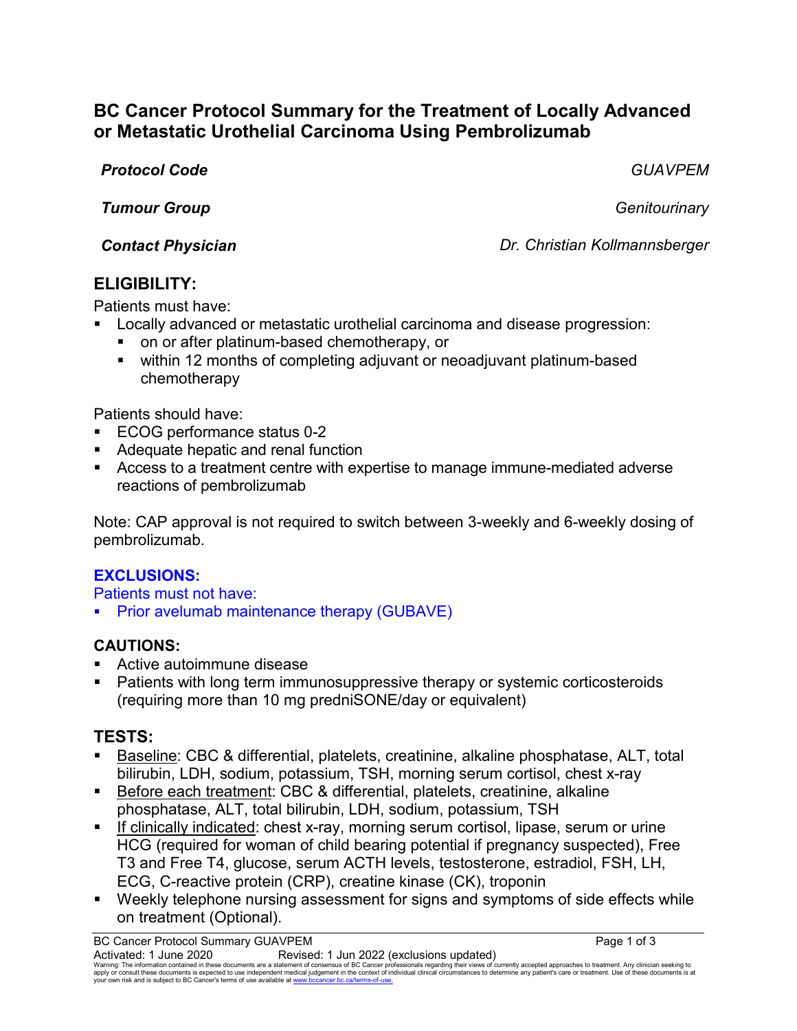# BC Cancer Protocol Summary for the Treatment of Locally Advanced or Metastatic Urothelial Carcinoma Using Pembrolizumab

***Protocol Code*** *GUAVPEM*

***Tumour Group*** *Genitourinary*

***Contact Physician*** *Dr. Christian Kollmannsberger*

## ELIGIBILITY:

Patients must have:

- Locally advanced or metastatic urothelial carcinoma and disease progression:
  - on or after platinum-based chemotherapy, or
  - within 12 months of completing adjuvant or neoadjuvant platinum-based chemotherapy

Patients should have:

- ECOG performance status 0-2
- Adequate hepatic and renal function
- Access to a treatment centre with expertise to manage immune-mediated adverse reactions of pembrolizumab

Note: CAP approval is not required to switch between 3-weekly and 6-weekly dosing of pembrolizumab.

## EXCLUSIONS:

Patients must not have:

- Prior avelumab maintenance therapy (GUBAVE)

## CAUTIONS:

- Active autoimmune disease
- Patients with long term immunosuppressive therapy or systemic corticosteroids (requiring more than 10 mg predniSONE/day or equivalent)

## TESTS:

- Baseline: CBC & differential, platelets, creatinine, alkaline phosphatase, ALT, total bilirubin, LDH, sodium, potassium, TSH, morning serum cortisol, chest x-ray
- Before each treatment: CBC & differential, platelets, creatinine, alkaline phosphatase, ALT, total bilirubin, LDH, sodium, potassium, TSH
- If clinically indicated: chest x-ray, morning serum cortisol, lipase, serum or urine HCG (required for woman of child bearing potential if pregnancy suspected), Free T3 and Free T4, glucose, serum ACTH levels, testosterone, estradiol, FSH, LH, ECG, C-reactive protein (CRP), creatine kinase (CK), troponin
- Weekly telephone nursing assessment for signs and symptoms of side effects while on treatment (Optional).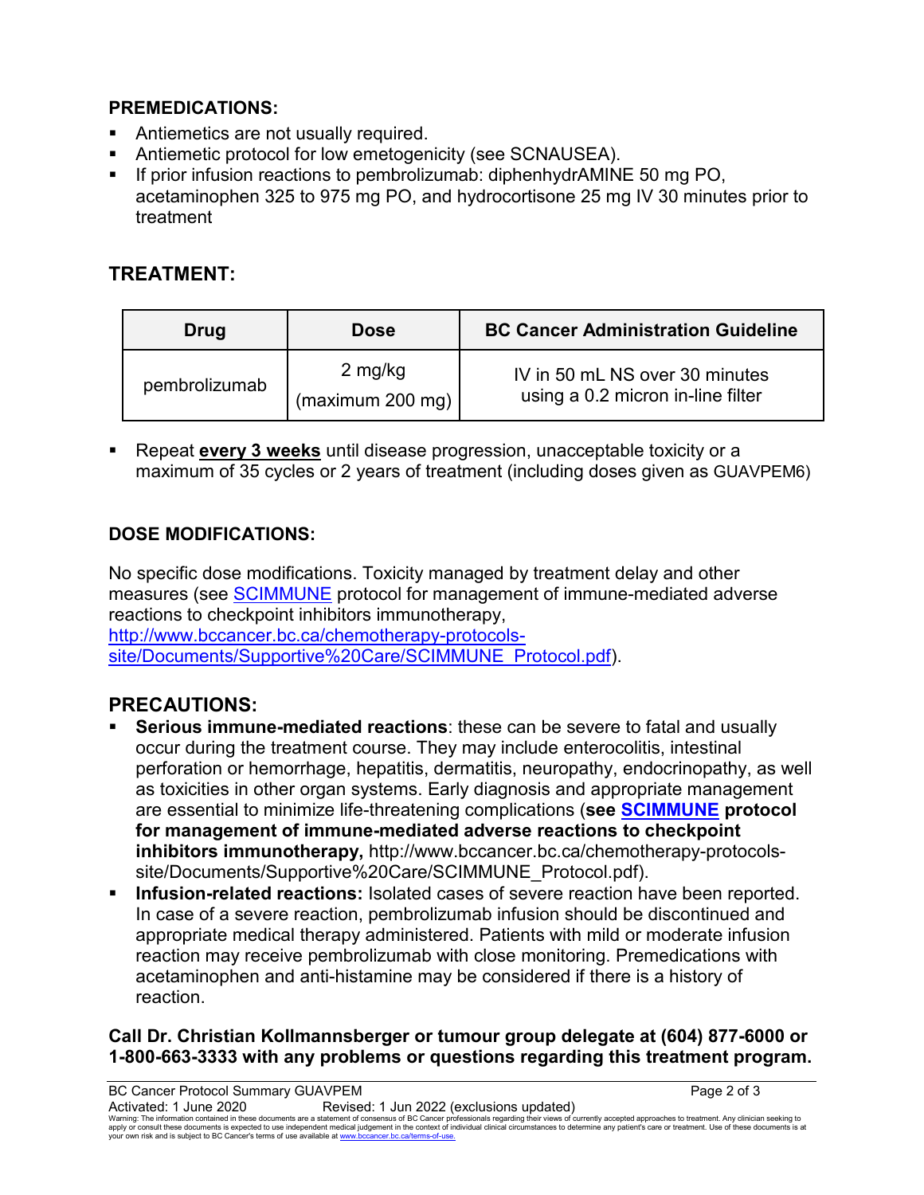## PREMEDICATIONS:

- Antiemetics are not usually required.
- Antiemetic protocol for low emetogenicity (see SCNAUSEA).
- If prior infusion reactions to pembrolizumab: diphenhydrAMINE 50 mg PO, acetaminophen 325 to 975 mg PO, and hydrocortisone 25 mg IV 30 minutes prior to treatment

## TREATMENT:

| Drug | Dose | BC Cancer Administration Guideline |
|---|---|---|
| pembrolizumab | 2 mg/kg (maximum 200 mg) | IV in 50 mL NS over 30 minutes using a 0.2 micron in-line filter |

- Repeat **every 3 weeks** until disease progression, unacceptable toxicity or a maximum of 35 cycles or 2 years of treatment (including doses given as GUAVPEM6)

## DOSE MODIFICATIONS:

No specific dose modifications. Toxicity managed by treatment delay and other measures (see SCIMMUNE protocol for management of immune-mediated adverse reactions to checkpoint inhibitors immunotherapy, http://www.bccancer.bc.ca/chemotherapy-protocols-site/Documents/Supportive%20Care/SCIMMUNE_Protocol.pdf).

## PRECAUTIONS:

- **Serious immune-mediated reactions**: these can be severe to fatal and usually occur during the treatment course. They may include enterocolitis, intestinal perforation or hemorrhage, hepatitis, dermatitis, neuropathy, endocrinopathy, as well as toxicities in other organ systems. Early diagnosis and appropriate management are essential to minimize life-threatening complications (**see SCIMMUNE protocol for management of immune-mediated adverse reactions to checkpoint inhibitors immunotherapy,** http://www.bccancer.bc.ca/chemotherapy-protocols-site/Documents/Supportive%20Care/SCIMMUNE_Protocol.pdf).
- **Infusion-related reactions:** Isolated cases of severe reaction have been reported. In case of a severe reaction, pembrolizumab infusion should be discontinued and appropriate medical therapy administered. Patients with mild or moderate infusion reaction may receive pembrolizumab with close monitoring. Premedications with acetaminophen and anti-histamine may be considered if there is a history of reaction.

**Call Dr. Christian Kollmannsberger or tumour group delegate at (604) 877-6000 or 1-800-663-3333 with any problems or questions regarding this treatment program.**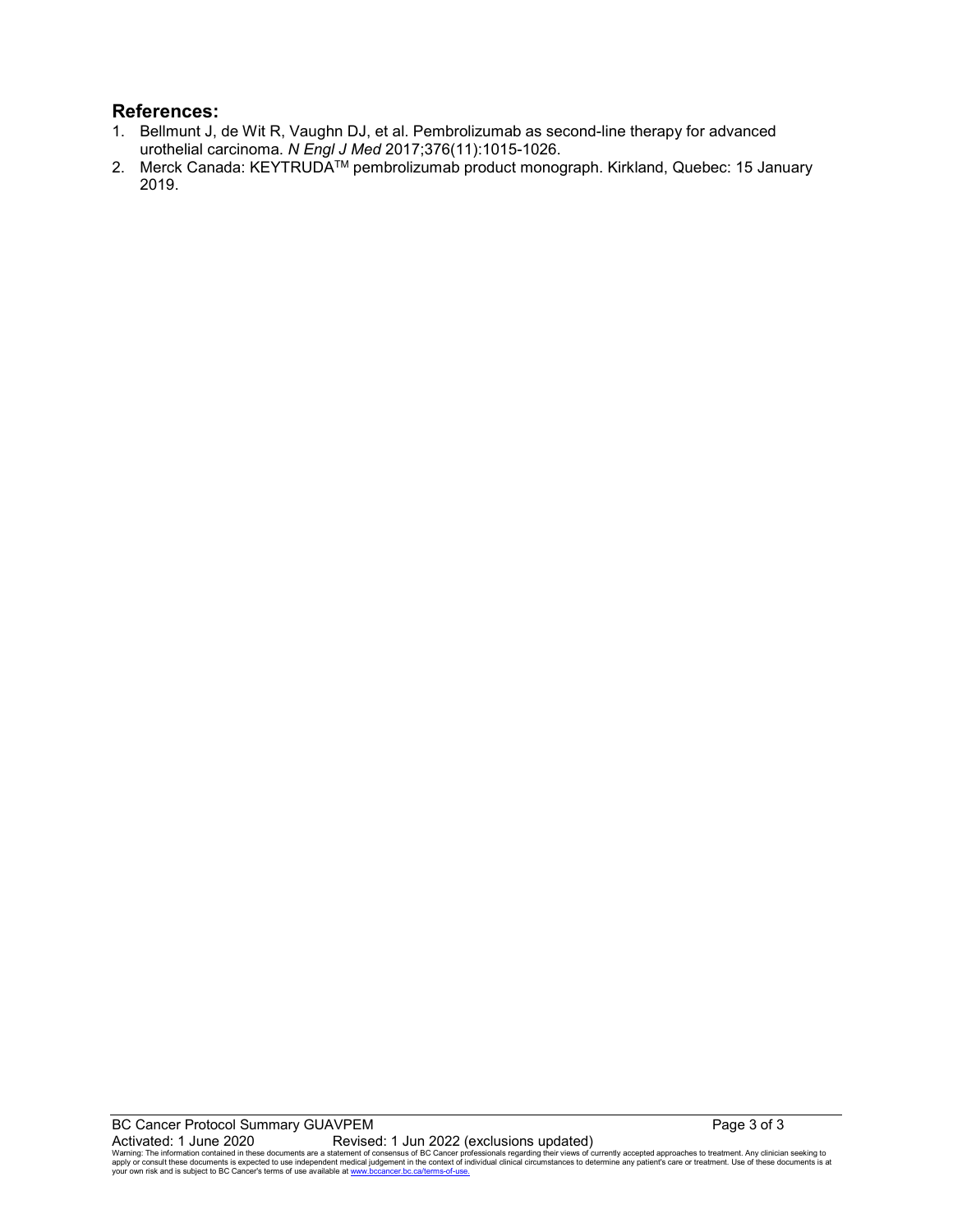## References:

1. Bellmunt J, de Wit R, Vaughn DJ, et al. Pembrolizumab as second-line therapy for advanced urothelial carcinoma. *N Engl J Med* 2017;376(11):1015-1026.
2. Merck Canada: KEYTRUDA™ pembrolizumab product monograph. Kirkland, Quebec: 15 January 2019.